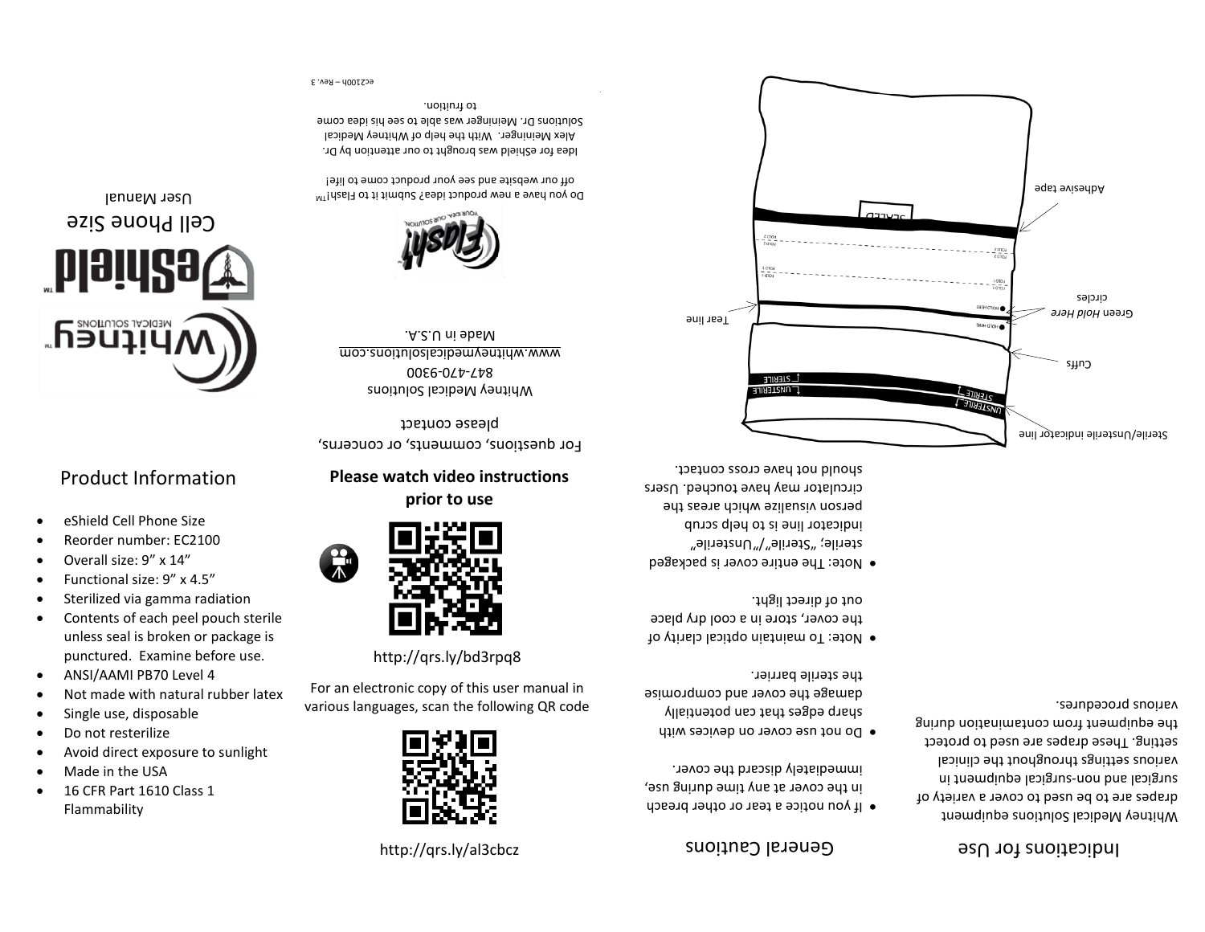## Product Information

- eShield Cell Phone Size
- Reorder number: EC2100
- Overall size: 9" x 14"
- Functional size: 9" x 4.5"
- Sterilized via gamma radiation
- Contents of each peel pouch sterile unless seal is broken or package is punctured. Examine before use.
- ANSI/AAMI PB70 Level 4
- Not made with natural rubber latex
- Single use, disposable
- Do not resterilize
- Avoid direct exposure to sunlight
- Made in the USA
- 16 CFR Part 1610 Class 1 Flammability

**Please watch video instructions prior to use**

http://qrs.ly/bd3rpq8

For an electronic copy of this user manual in various languages, scan the following QR code

http://qrs.ly/al3cbcz

## Indications for Use

Whitney Medical Solutions equipment drapes are to be used to cover a variety of surgical and non-surgical equipment in various settings throughout the clinical setting. These drapes are used to protect the equipment from contamination during various procedures.

## General Cautions

- If you notice a tear or other breach in the cover at any time during use, immediately discard the cover.
- Do not use cover on devices with sharp edges that can potentially damage the cover and compromise the sterile barrier.
- Note: To maintain optical clarity of the cover, store in a cool dry place out of direct light.
- Note: The entire cover is packaged sterile; "Sterile"/"Unsterile" indicator line is to help scrub person visualize which areas the circulator may have touched. Users should not have cross contact.

Adhesive tape

Green *Hold Here* circles

Cuffs

Tear line

Sterile/Unsterile indicator line

Whitney™ MEDICAL SOLUTIONS

eShield™

Cell Phone Size

User Manual

For questions, comments, or concerns, please contact

Whitney Medical Solutions

847-470-9300

www.whitneymedicalsolutions.com

Made in U.S.A.

Do you have a new product idea? Submit it to Flash!™ off our website and see your product come to life!

Idea for eShield was brought to our attention by Dr. Alex Meininger. With the help of Whitney Medical Solutions Dr. Meininger was able to see his idea come to fruition.

ec2100h – Rev. 3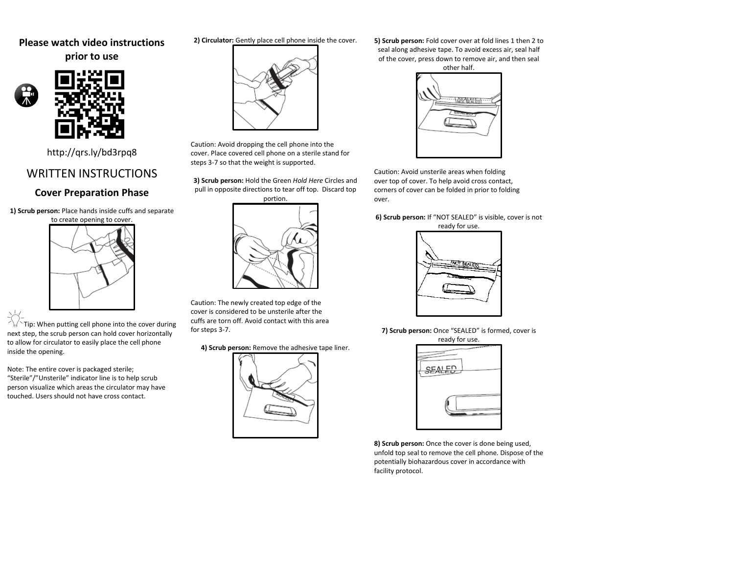## Please watch video instructions prior to use

http://qrs.ly/bd3rpq8

# WRITTEN INSTRUCTIONS

## Cover Preparation Phase

**1) Scrub person:** Place hands inside cuffs and separate to create opening to cover.

Tip: When putting cell phone into the cover during next step, the scrub person can hold cover horizontally to allow for circulator to easily place the cell phone inside the opening.

Note: The entire cover is packaged sterile; "Sterile"/"Unsterile" indicator line is to help scrub person visualize which areas the circulator may have touched. Users should not have cross contact.

**2) Circulator:** Gently place cell phone inside the cover.

Caution: Avoid dropping the cell phone into the cover. Place covered cell phone on a sterile stand for steps 3-7 so that the weight is supported.

**3) Scrub person:** Hold the Green *Hold Here* Circles and pull in opposite directions to tear off top. Discard top portion.

Caution: The newly created top edge of the cover is considered to be unsterile after the cuffs are torn off. Avoid contact with this area for steps 3-7.

**4) Scrub person:** Remove the adhesive tape liner.

**5) Scrub person:** Fold cover over at fold lines 1 then 2 to seal along adhesive tape. To avoid excess air, seal half of the cover, press down to remove air, and then seal other half.

Caution: Avoid unsterile areas when folding over top of cover. To help avoid cross contact, corners of cover can be folded in prior to folding over.

**6) Scrub person:** If "NOT SEALED" is visible, cover is not ready for use.

**7) Scrub person:** Once "SEALED" is formed, cover is ready for use.

**8) Scrub person:** Once the cover is done being used, unfold top seal to remove the cell phone. Dispose of the potentially biohazardous cover in accordance with facility protocol.